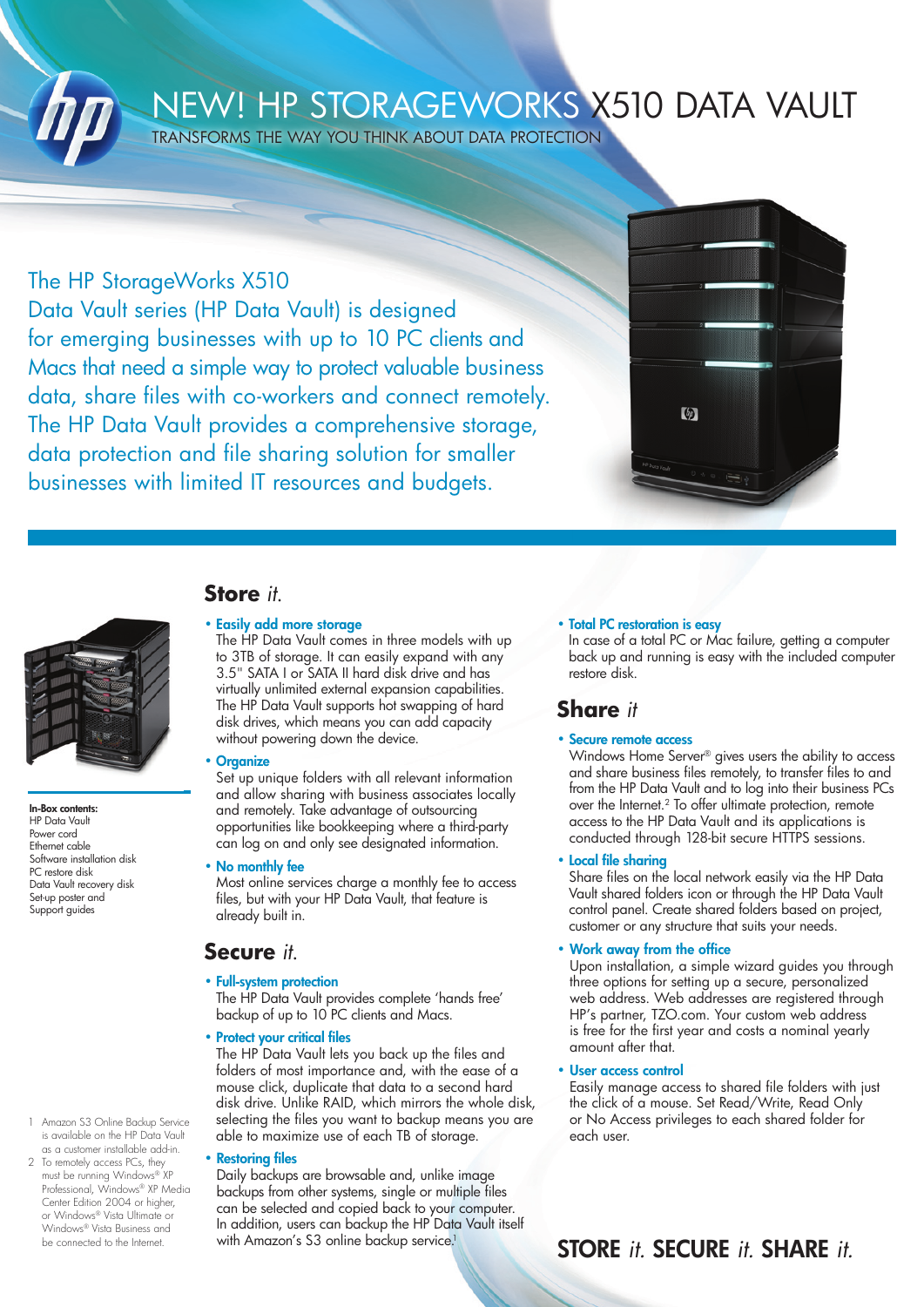# NEW! HP STORAGEWORKS X510 DATA VAULT

TRANSFORMS THE WAY YOU THINK ABOUT DATA PROTECTION

The HP StorageWorks X510 Data Vault series (HP Data Vault) is designed for emerging businesses with up to 10 PC clients and Macs that need a simple way to protect valuable business data, share files with co-workers and connect remotely. The HP Data Vault provides a comprehensive storage, data protection and file sharing solution for smaller businesses with limited IT resources and budgets.

**In-Box contents:**
HP Data Vault
Power cord
Ethernet cable
Software installation disk
PC restore disk
Data Vault recovery disk
Set-up poster and
Support guides

## Store *it.*

- **Easily add more storage**
  The HP Data Vault comes in three models with up to 3TB of storage. It can easily expand with any 3.5" SATA I or SATA II hard disk drive and has virtually unlimited external expansion capabilities. The HP Data Vault supports hot swapping of hard disk drives, which means you can add capacity without powering down the device.

- **Organize**
  Set up unique folders with all relevant information and allow sharing with business associates locally and remotely. Take advantage of outsourcing opportunities like bookkeeping where a third-party can log on and only see designated information.

- **No monthly fee**
  Most online services charge a monthly fee to access files, but with your HP Data Vault, that feature is already built in.

## Secure *it.*

- **Full-system protection**
  The HP Data Vault provides complete 'hands free' backup of up to 10 PC clients and Macs.

- **Protect your critical files**
  The HP Data Vault lets you back up the files and folders of most importance and, with the ease of a mouse click, duplicate that data to a second hard disk drive. Unlike RAID, which mirrors the whole disk, selecting the files you want to backup means you are able to maximize use of each TB of storage.

- **Restoring files**
  Daily backups are browsable and, unlike image backups from other systems, single or multiple files can be selected and copied back to your computer. In addition, users can backup the HP Data Vault itself with Amazon's S3 online backup service.[1]

- **Total PC restoration is easy**
  In case of a total PC or Mac failure, getting a computer back up and running is easy with the included computer restore disk.

## Share *it*

- **Secure remote access**
  Windows Home Server® gives users the ability to access and share business files remotely, to transfer files to and from the HP Data Vault and to log into their business PCs over the Internet.[2] To offer ultimate protection, remote access to the HP Data Vault and its applications is conducted through 128-bit secure HTTPS sessions.

- **Local file sharing**
  Share files on the local network easily via the HP Data Vault shared folders icon or through the HP Data Vault control panel. Create shared folders based on project, customer or any structure that suits your needs.

- **Work away from the office**
  Upon installation, a simple wizard guides you through three options for setting up a secure, personalized web address. Web addresses are registered through HP's partner, TZO.com. Your custom web address is free for the first year and costs a nominal yearly amount after that.

- **User access control**
  Easily manage access to shared file folders with just the click of a mouse. Set Read/Write, Read Only or No Access privileges to each shared folder for each user.

1 Amazon S3 Online Backup Service is available on the HP Data Vault as a customer installable add-in.

2 To remotely access PCs, they must be running Windows® XP Professional, Windows® XP Media Center Edition 2004 or higher, or Windows® Vista Ultimate or Windows® Vista Business and be connected to the Internet.

**STORE *it.* SECURE *it.* SHARE *it.***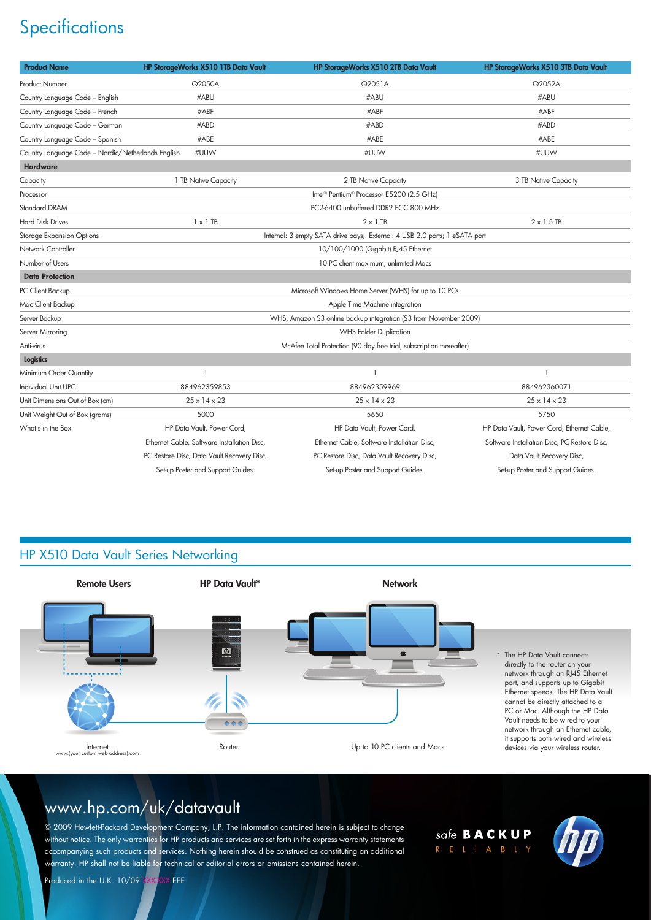# Specifications

| Product Name | HP StorageWorks X510 1TB Data Vault | HP StorageWorks X510 2TB Data Vault | HP StorageWorks X510 3TB Data Vault |
|---|---|---|---|
| Product Number | Q2050A | Q2051A | Q2052A |
| Country Language Code – English | #ABU | #ABU | #ABU |
| Country Language Code – French | #ABF | #ABF | #ABF |
| Country Language Code – German | #ABD | #ABD | #ABD |
| Country Language Code – Spanish | #ABE | #ABE | #ABE |
| Country Language Code – Nordic/Netherlands English | #UUW | #UUW | #UUW |
| **Hardware** | | | |
| Capacity | 1 TB Native Capacity | 2 TB Native Capacity | 3 TB Native Capacity |
| Processor | | Intel® Pentium® Processor E5200 (2.5 GHz) | |
| Standard DRAM | | PC2-6400 unbuffered DDR2 ECC 800 MHz | |
| Hard Disk Drives | 1 x 1 TB | 2 x 1 TB | 2 x 1.5 TB |
| Storage Expansion Options | | Internal: 3 empty SATA drive bays; External: 4 USB 2.0 ports; 1 eSATA port | |
| Network Controller | | 10/100/1000 (Gigabit) RJ45 Ethernet | |
| Number of Users | | 10 PC client maximum; unlimited Macs | |
| **Data Protection** | | | |
| PC Client Backup | | Microsoft Windows Home Server (WHS) for up to 10 PCs | |
| Mac Client Backup | | Apple Time Machine integration | |
| Server Backup | | WHS, Amazon S3 online backup integration (S3 from November 2009) | |
| Server Mirroring | | WHS Folder Duplication | |
| Anti-virus | | McAfee Total Protection (90 day free trial, subscription thereafter) | |
| **Logistics** | | | |
| Minimum Order Quantity | 1 | 1 | 1 |
| Individual Unit UPC | 884962359853 | 884962359969 | 884962360071 |
| Unit Dimensions Out of Box (cm) | 25 x 14 x 23 | 25 x 14 x 23 | 25 x 14 x 23 |
| Unit Weight Out of Box (grams) | 5000 | 5650 | 5750 |
| What's in the Box | HP Data Vault, Power Cord, Ethernet Cable, Software Installation Disc, PC Restore Disc, Data Vault Recovery Disc, Set-up Poster and Support Guides. | HP Data Vault, Power Cord, Ethernet Cable, Software Installation Disc, PC Restore Disc, Data Vault Recovery Disc, Set-up Poster and Support Guides. | HP Data Vault, Power Cord, Ethernet Cable, Software Installation Disc, PC Restore Disc, Data Vault Recovery Disc, Set-up Poster and Support Guides. |

## HP X510 Data Vault Series Networking

Remote Users

HP Data Vault*

Network

Internet
www.(your custom web address).com

Router

Up to 10 PC clients and Macs

\* The HP Data Vault connects directly to the router on your network through an RJ45 Ethernet port, and supports up to Gigabit Ethernet speeds. The HP Data Vault cannot be directly attached to a PC or Mac. Although the HP Data Vault needs to be wired to your network through an Ethernet cable, it supports both wired and wireless devices via your wireless router.

## www.hp.com/uk/datavault

© 2009 Hewlett-Packard Development Company, L.P. The information contained herein is subject to change without notice. The only warranties for HP products and services are set forth in the express warranty statements accompanying such products and services. Nothing herein should be construed as constituting an additional warranty. HP shall not be liable for technical or editorial errors or omissions contained herein.

Produced in the U.K. 10/09 XXXXXX EEE

safe BACKUP RELIABLY